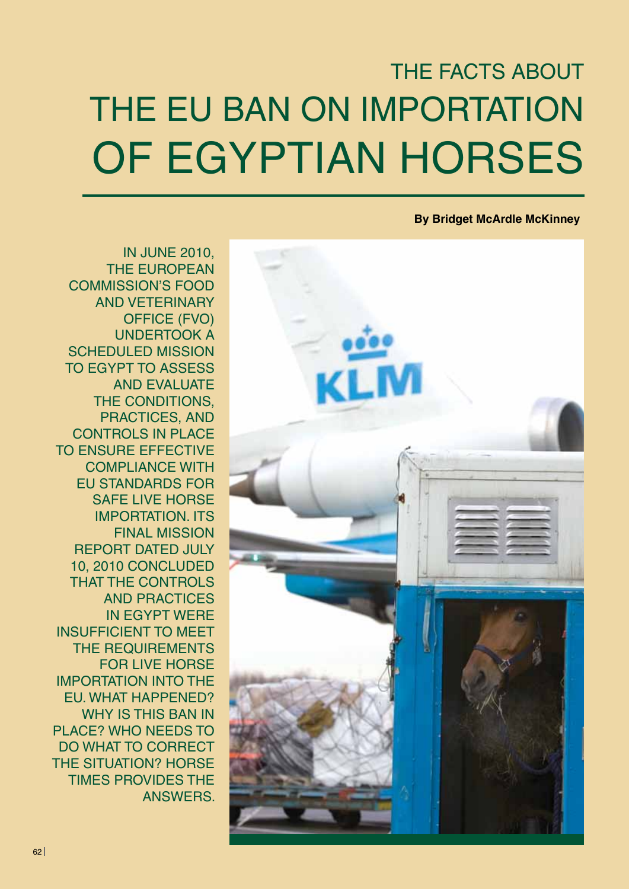# THE FACTS ABOUT THE EU BAN ON IMPORTATION OF EGYPTIAN HORSES

**By Bridget McArdle McKinney**

IN JUNE 2010, THE EUROPEAN COMMISSION'S FOOD AND VETERINARY OFFICE (FVO) UNDERTOOK A SCHEDULED MISSION TO EGYPT TO ASSESS AND EVALUATE THE CONDITIONS, PRACTICES, AND CONTROLS IN PLACE TO ENSURE EFFECTIVE COMPLIANCE WITH EU STANDARDS FOR SAFE LIVE HORSE IMPORTATION. ITS FINAL MISSION REPORT DATED JULY 10, 2010 CONCLUDED THAT THE CONTROLS AND PRACTICES IN EGYPT WERE INSUFFICIENT TO MEET THE REQUIREMENTS FOR LIVE HORSE IMPORTATION INTO THE EU. WHAT HAPPENED? WHY IS THIS BAN IN PLACE? WHO NEEDS TO DO WHAT TO CORRECT THE SITUATION? HORSE TIMES PROVIDES THE ANSWERS.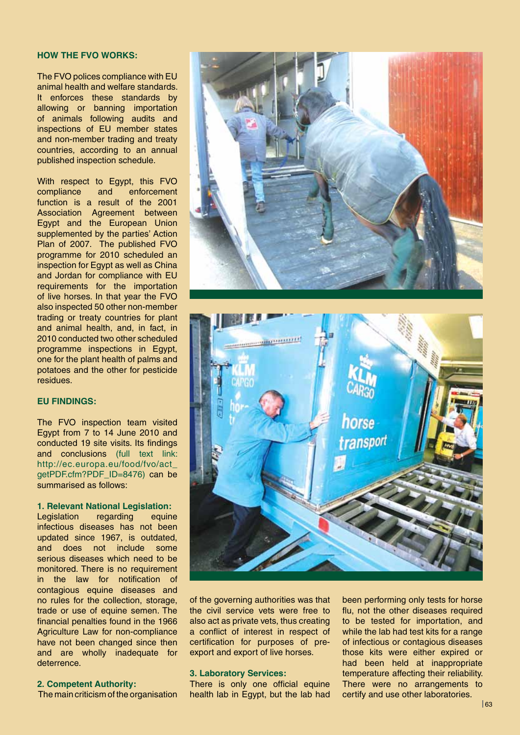### HOW THE FVO WORKS:

The FVO polices compliance with EU animal health and welfare standards. It enforces these standards by allowing or banning importation of animals following audits and inspections of EU member states and non-member trading and treaty countries, according to an annual published inspection schedule.

With respect to Egypt, this FVO compliance and enforcement function is a result of the 2001 Association Agreement between Egypt and the European Union supplemented by the parties' Action Plan of 2007. The published FVO programme for 2010 scheduled an inspection for Egypt as well as China and Jordan for compliance with EU requirements for the importation of live horses. In that year the FVO also inspected 50 other non-member trading or treaty countries for plant and animal health, and, in fact, in 2010 conducted two other scheduled programme inspections in Egypt, one for the plant health of palms and potatoes and the other for pesticide residues.

### EU FINDINGS:

The FVO inspection team visited Egypt from 7 to 14 June 2010 and conducted 19 site visits. Its findings and conclusions (full text link: http://ec.europa.eu/food/fvo/act_getPDF.cfm?PDF_ID=8476) can be summarised as follows:

**1. Relevant National Legislation:**
Legislation regarding equine infectious diseases has not been updated since 1967, is outdated, and does not include some serious diseases which need to be monitored. There is no requirement in the law for notification of contagious equine diseases and no rules for the collection, storage, trade or use of equine semen. The financial penalties found in the 1966 Agriculture Law for non-compliance have not been changed since then and are wholly inadequate for deterrence.

**2. Competent Authority:**
The main criticism of the organisation of the governing authorities was that the civil service vets were free to also act as private vets, thus creating a conflict of interest in respect of certification for purposes of pre-export and export of live horses.

**3. Laboratory Services:**
There is only one official equine health lab in Egypt, but the lab had been performing only tests for horse flu, not the other diseases required to be tested for importation, and while the lab had test kits for a range of infectious or contagious diseases those kits were either expired or had been held at inappropriate temperature affecting their reliability. There were no arrangements to certify and use other laboratories.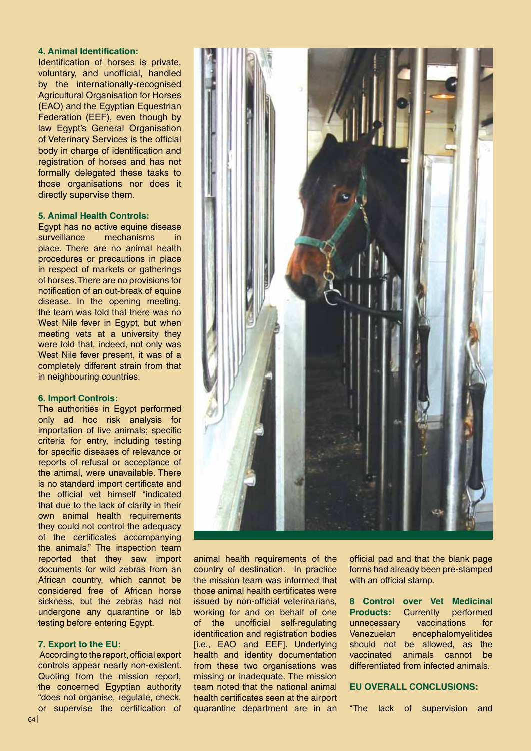**4. Animal Identification:**

Identification of horses is private, voluntary, and unofficial, handled by the internationally-recognised Agricultural Organisation for Horses (EAO) and the Egyptian Equestrian Federation (EEF), even though by law Egypt's General Organisation of Veterinary Services is the official body in charge of identification and registration of horses and has not formally delegated these tasks to those organisations nor does it directly supervise them.

**5. Animal Health Controls:**

Egypt has no active equine disease surveillance mechanisms in place. There are no animal health procedures or precautions in place in respect of markets or gatherings of horses. There are no provisions for notification of an out-break of equine disease. In the opening meeting, the team was told that there was no West Nile fever in Egypt, but when meeting vets at a university they were told that, indeed, not only was West Nile fever present, it was of a completely different strain from that in neighbouring countries.

**6. Import Controls:**

The authorities in Egypt performed only ad hoc risk analysis for importation of live animals; specific criteria for entry, including testing for specific diseases of relevance or reports of refusal or acceptance of the animal, were unavailable. There is no standard import certificate and the official vet himself "indicated that due to the lack of clarity in their own animal health requirements they could not control the adequacy of the certificates accompanying the animals." The inspection team reported that they saw import documents for wild zebras from an African country, which cannot be considered free of African horse sickness, but the zebras had not undergone any quarantine or lab testing before entering Egypt.

**7. Export to the EU:**

According to the report, official export controls appear nearly non-existent. Quoting from the mission report, the concerned Egyptian authority "does not organise, regulate, check, or supervise the certification of animal health requirements of the country of destination. In practice the mission team was informed that those animal health certificates were issued by non-official veterinarians, working for and on behalf of one of the unofficial self-regulating identification and registration bodies [i.e., EAO and EEF]. Underlying health and identity documentation from these two organisations was missing or inadequate. The mission team noted that the national animal health certificates seen at the airport quarantine department are in an official pad and that the blank page forms had already been pre-stamped with an official stamp.

**8 Control over Vet Medicinal Products:** Currently performed unnecessary vaccinations for Venezuelan encephalomyelitides should not be allowed, as the vaccinated animals cannot be differentiated from infected animals.

**EU OVERALL CONCLUSIONS:**

"The lack of supervision and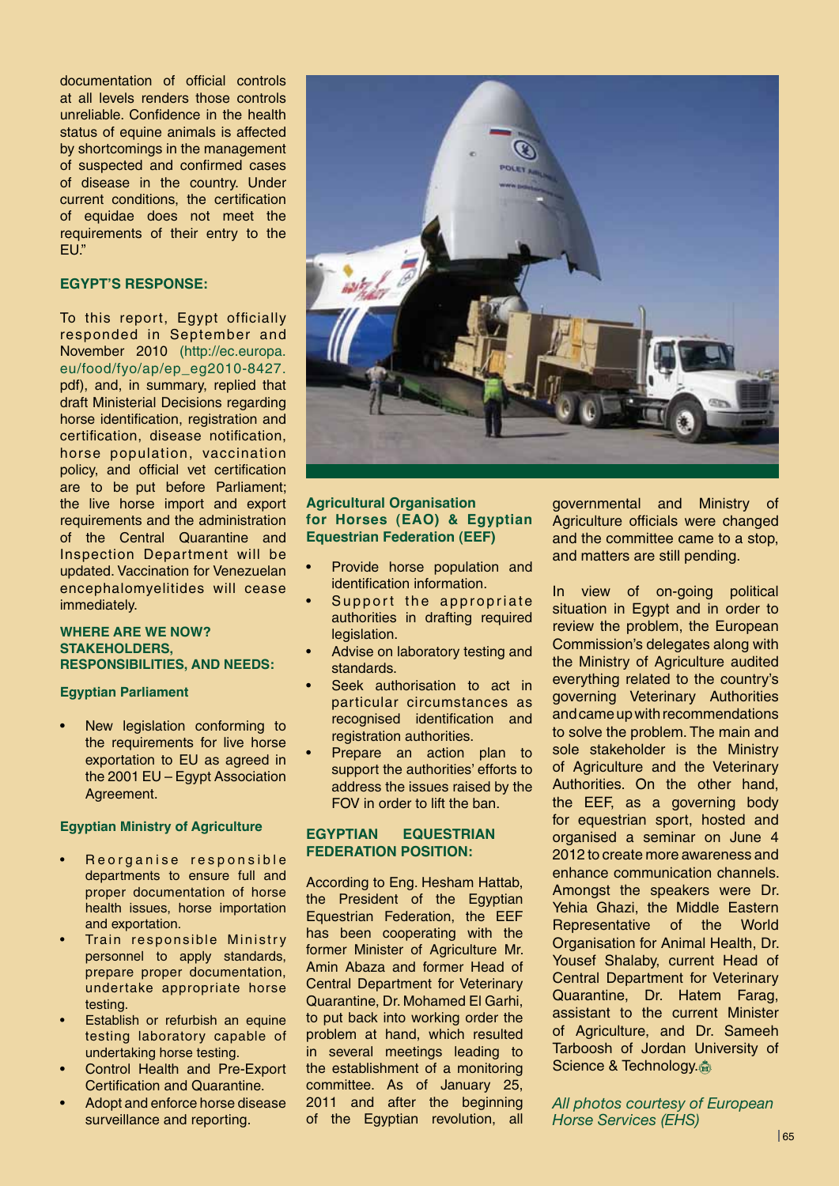documentation of official controls at all levels renders those controls unreliable. Confidence in the health status of equine animals is affected by shortcomings in the management of suspected and confirmed cases of disease in the country. Under current conditions, the certification of equidae does not meet the requirements of their entry to the EU."

**EGYPT'S RESPONSE:**

To this report, Egypt officially responded in September and November 2010 (http://ec.europa.eu/food/fyo/ap/ep_eg2010-8427.pdf), and, in summary, replied that draft Ministerial Decisions regarding horse identification, registration and certification, disease notification, horse population, vaccination policy, and official vet certification are to be put before Parliament; the live horse import and export requirements and the administration of the Central Quarantine and Inspection Department will be updated. Vaccination for Venezuelan encephalomyelitides will cease immediately.

**WHERE ARE WE NOW? STAKEHOLDERS, RESPONSIBILITIES, AND NEEDS:**

**Egyptian Parliament**

- New legislation conforming to the requirements for live horse exportation to EU as agreed in the 2001 EU – Egypt Association Agreement.

**Egyptian Ministry of Agriculture**

- Reorganise responsible departments to ensure full and proper documentation of horse health issues, horse importation and exportation.
- Train responsible Ministry personnel to apply standards, prepare proper documentation, undertake appropriate horse testing.
- Establish or refurbish an equine testing laboratory capable of undertaking horse testing.
- Control Health and Pre-Export Certification and Quarantine.
- Adopt and enforce horse disease surveillance and reporting.

**Agricultural Organisation for Horses (EAO) & Egyptian Equestrian Federation (EEF)**

- Provide horse population and identification information.
- Support the appropriate authorities in drafting required legislation.
- Advise on laboratory testing and standards.
- Seek authorisation to act in particular circumstances as recognised identification and registration authorities.
- Prepare an action plan to support the authorities' efforts to address the issues raised by the FOV in order to lift the ban.

**EGYPTIAN EQUESTRIAN FEDERATION POSITION:**

According to Eng. Hesham Hattab, the President of the Egyptian Equestrian Federation, the EEF has been cooperating with the former Minister of Agriculture Mr. Amin Abaza and former Head of Central Department for Veterinary Quarantine, Dr. Mohamed El Garhi, to put back into working order the problem at hand, which resulted in several meetings leading to the establishment of a monitoring committee. As of January 25, 2011 and after the beginning of the Egyptian revolution, all governmental and Ministry of Agriculture officials were changed and the committee came to a stop, and matters are still pending.

In view of on-going political situation in Egypt and in order to review the problem, the European Commission's delegates along with the Ministry of Agriculture audited everything related to the country's governing Veterinary Authorities and came up with recommendations to solve the problem. The main and sole stakeholder is the Ministry of Agriculture and the Veterinary Authorities. On the other hand, the EEF, as a governing body for equestrian sport, hosted and organised a seminar on June 4 2012 to create more awareness and enhance communication channels. Amongst the speakers were Dr. Yehia Ghazi, the Middle Eastern Representative of the World Organisation for Animal Health, Dr. Yousef Shalaby, current Head of Central Department for Veterinary Quarantine, Dr. Hatem Farag, assistant to the current Minister of Agriculture, and Dr. Sameeh Tarboosh of Jordan University of Science & Technology.

*All photos courtesy of European Horse Services (EHS)*